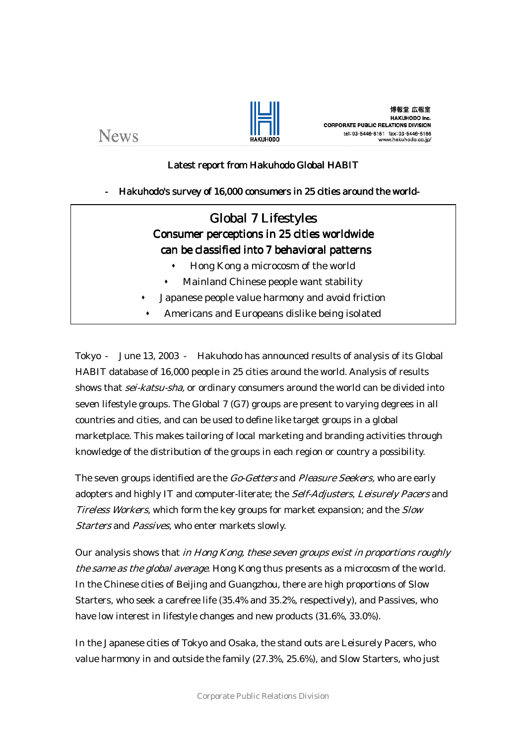News

博報堂 広報室
HAKUHODO Inc.
CORPORATE PUBLIC RELATIONS DIVISION
tel: 03-5446-6161 fax: 03-5446-6166
www.hakuhodo.co.jp/

Latest report from Hakuhodo Global HABIT

- Hakuhodo's survey of 16,000 consumers in 25 cities around the world-

# Global 7 Lifestyles

## Consumer perceptions in 25 cities worldwide can be classified into 7 behavioral patterns

- Hong Kong a microcosm of the world
- Mainland Chinese people want stability
- Japanese people value harmony and avoid friction
- Americans and Europeans dislike being isolated

Tokyo - June 13, 2003 - Hakuhodo has announced results of analysis of its Global HABIT database of 16,000 people in 25 cities around the world. Analysis of results shows that *sei-katsu-sha,* or ordinary consumers around the world can be divided into seven lifestyle groups. The Global 7 (G7) groups are present to varying degrees in all countries and cities, and can be used to define like target groups in a global marketplace. This makes tailoring of local marketing and branding activities through knowledge of the distribution of the groups in each region or country a possibility.

The seven groups identified are the *Go-Getters* and *Pleasure Seekers,* who are early adopters and highly IT and computer-literate; the *Self-Adjusters*, *Leisurely Pacers* and *Tireless Workers*, which form the key groups for market expansion; and the *Slow Starters* and *Passives*, who enter markets slowly.

Our analysis shows that *in Hong Kong, these seven groups exist in proportions roughly the same as the global average*. Hong Kong thus presents as a microcosm of the world. In the Chinese cities of Beijing and Guangzhou, there are high proportions of Slow Starters, who seek a carefree life (35.4% and 35.2%, respectively), and Passives, who have low interest in lifestyle changes and new products (31.6%, 33.0%).

In the Japanese cities of Tokyo and Osaka, the stand outs are Leisurely Pacers, who value harmony in and outside the family (27.3%, 25.6%), and Slow Starters, who just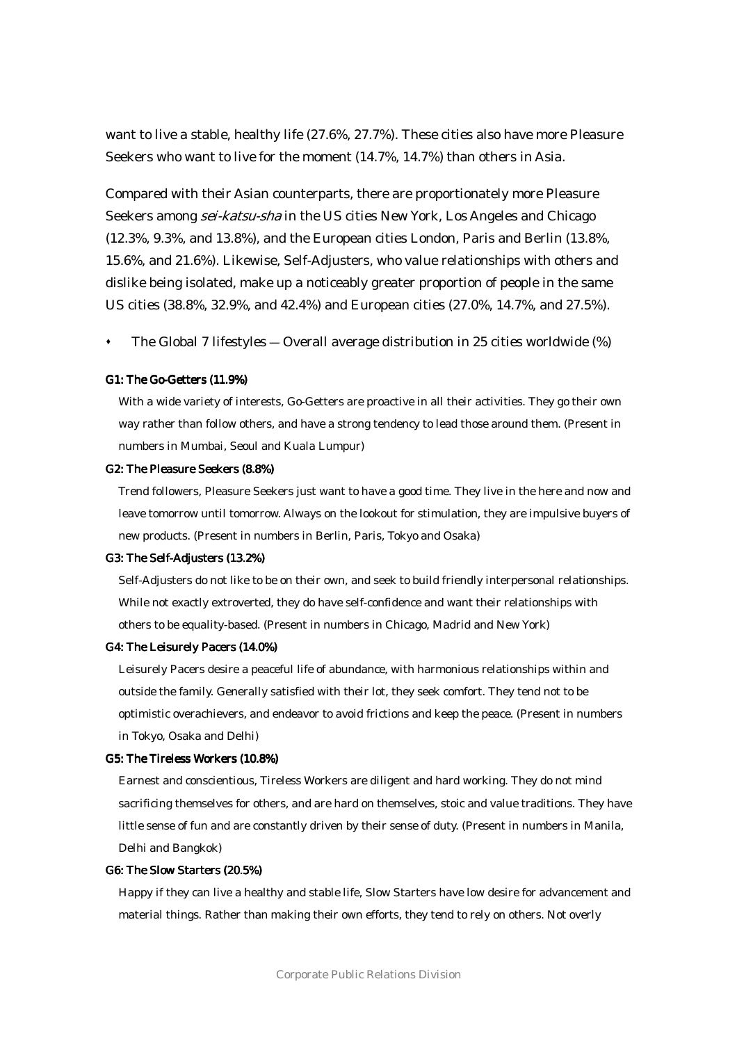want to live a stable, healthy life (27.6%, 27.7%). These cities also have more Pleasure Seekers who want to live for the moment (14.7%, 14.7%) than others in Asia.

Compared with their Asian counterparts, there are proportionately more Pleasure Seekers among *sei-katsu-sha* in the US cities New York, Los Angeles and Chicago (12.3%, 9.3%, and 13.8%), and the European cities London, Paris and Berlin (13.8%, 15.6%, and 21.6%). Likewise, Self-Adjusters, who value relationships with others and dislike being isolated, make up a noticeably greater proportion of people in the same US cities (38.8%, 32.9%, and 42.4%) and European cities (27.0%, 14.7%, and 27.5%).

- The Global 7 lifestyles — Overall average distribution in 25 cities worldwide (%)

**G1: The Go-Getters (11.9%)**

With a wide variety of interests, Go-Getters are proactive in all their activities. They go their own way rather than follow others, and have a strong tendency to lead those around them. (Present in numbers in Mumbai, Seoul and Kuala Lumpur)

**G2: The Pleasure Seekers (8.8%)**

Trend followers, Pleasure Seekers just want to have a good time. They live in the here and now and leave tomorrow until tomorrow. Always on the lookout for stimulation, they are impulsive buyers of new products. (Present in numbers in Berlin, Paris, Tokyo and Osaka)

**G3: The Self-Adjusters (13.2%)**

Self-Adjusters do not like to be on their own, and seek to build friendly interpersonal relationships. While not exactly extroverted, they do have self-confidence and want their relationships with others to be equality-based. (Present in numbers in Chicago, Madrid and New York)

**G4: The Leisurely Pacers (14.0%)**

Leisurely Pacers desire a peaceful life of abundance, with harmonious relationships within and outside the family. Generally satisfied with their lot, they seek comfort. They tend not to be optimistic overachievers, and endeavor to avoid frictions and keep the peace. (Present in numbers in Tokyo, Osaka and Delhi)

**G5: The Tireless Workers (10.8%)**

Earnest and conscientious, Tireless Workers are diligent and hard working. They do not mind sacrificing themselves for others, and are hard on themselves, stoic and value traditions. They have little sense of fun and are constantly driven by their sense of duty. (Present in numbers in Manila, Delhi and Bangkok)

**G6: The Slow Starters (20.5%)**

Happy if they can live a healthy and stable life, Slow Starters have low desire for advancement and material things. Rather than making their own efforts, they tend to rely on others. Not overly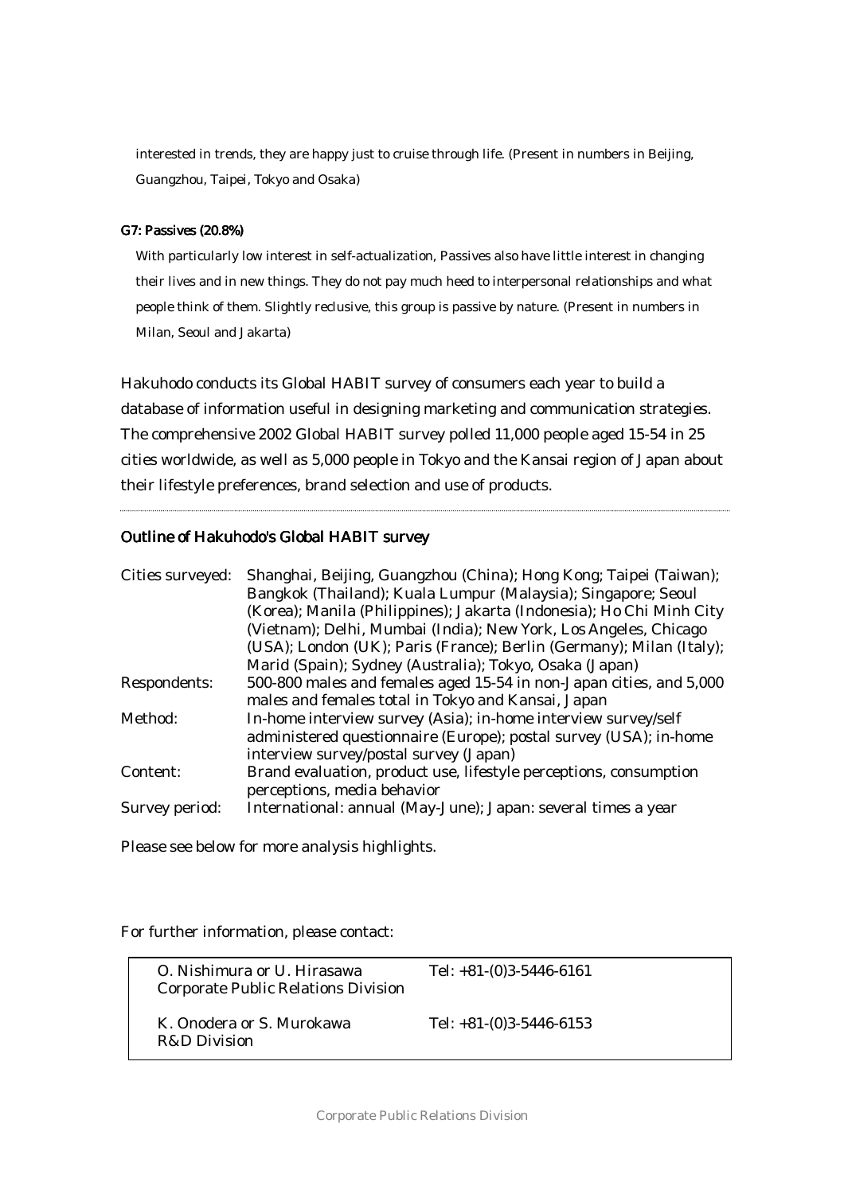interested in trends, they are happy just to cruise through life. (Present in numbers in Beijing, Guangzhou, Taipei, Tokyo and Osaka)

**G7: Passives (20.8%)**

With particularly low interest in self-actualization, Passives also have little interest in changing their lives and in new things. They do not pay much heed to interpersonal relationships and what people think of them. Slightly reclusive, this group is passive by nature. (Present in numbers in Milan, Seoul and Jakarta)

Hakuhodo conducts its Global HABIT survey of consumers each year to build a database of information useful in designing marketing and communication strategies. The comprehensive 2002 Global HABIT survey polled 11,000 people aged 15-54 in 25 cities worldwide, as well as 5,000 people in Tokyo and the Kansai region of Japan about their lifestyle preferences, brand selection and use of products.

---

## Outline of Hakuhodo's Global HABIT survey

| | |
|---|---|
| Cities surveyed: | Shanghai, Beijing, Guangzhou (China); Hong Kong; Taipei (Taiwan); Bangkok (Thailand); Kuala Lumpur (Malaysia); Singapore; Seoul (Korea); Manila (Philippines); Jakarta (Indonesia); Ho Chi Minh City (Vietnam); Delhi, Mumbai (India); New York, Los Angeles, Chicago (USA); London (UK); Paris (France); Berlin (Germany); Milan (Italy); Marid (Spain); Sydney (Australia); Tokyo, Osaka (Japan) |
| Respondents: | 500-800 males and females aged 15-54 in non-Japan cities, and 5,000 males and females total in Tokyo and Kansai, Japan |
| Method: | In-home interview survey (Asia); in-home interview survey/self administered questionnaire (Europe); postal survey (USA); in-home interview survey/postal survey (Japan) |
| Content: | Brand evaluation, product use, lifestyle perceptions, consumption perceptions, media behavior |
| Survey period: | International: annual (May-June); Japan: several times a year |

Please see below for more analysis highlights.

For further information, please contact:

| | |
|---|---|
| O. Nishimura or U. Hirasawa<br>Corporate Public Relations Division | Tel: +81-(0)3-5446-6161 |
| K. Onodera or S. Murokawa<br>R&D Division | Tel: +81-(0)3-5446-6153 |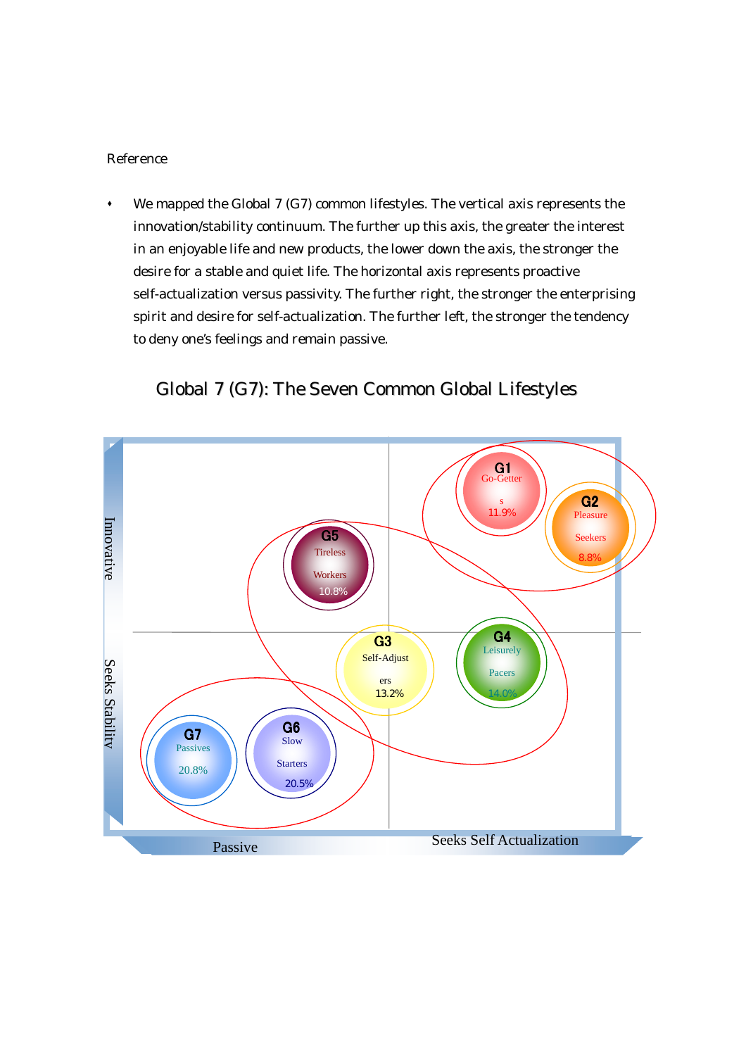Reference

- We mapped the Global 7 (G7) common lifestyles. The vertical axis represents the innovation/stability continuum. The further up this axis, the greater the interest in an enjoyable life and new products, the lower down the axis, the stronger the desire for a stable and quiet life. The horizontal axis represents proactive self-actualization versus passivity. The further right, the stronger the enterprising spirit and desire for self-actualization. The further left, the stronger the tendency to deny one's feelings and remain passive.

## Global 7 (G7): The Seven Common Global Lifestyles

Innovative

Seeks Stability

Passive

Seeks Self Actualization

G1 Go-Getters 11.9%

G2 Pleasure Seekers 8.8%

G3 Self-Adjusters 13.2%

G4 Leisurely Pacers 14.0%

G5 Tireless Workers 10.8%

G6 Slow Starters 20.5%

G7 Passives 20.8%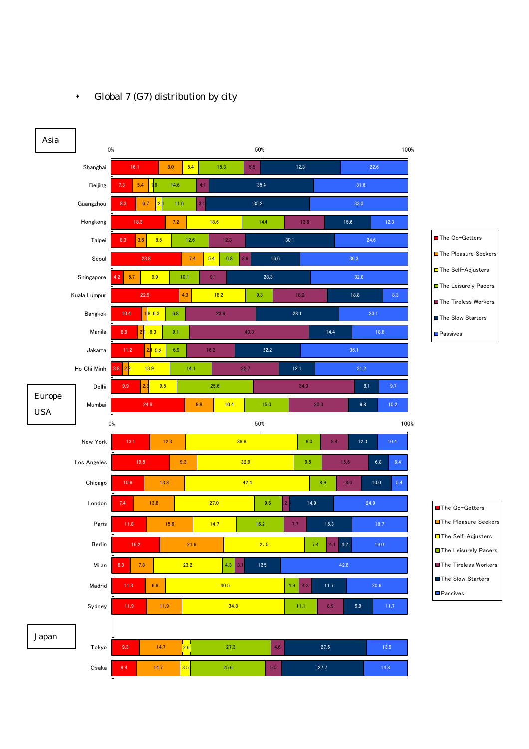- Global 7 (G7) distribution by city

### Asia

| City | The Go-Getters | The Pleasure Seekers | The Self-Adjusters | The Leisurely Pacers | The Tireless Workers | The Slow Starters | Passives |
|---|---|---|---|---|---|---|---|
| Shanghai | 16.1 | 8.0 | 5.4 | 15.3 | 5.5 | 12.3 | 22.6 |
| Beijing | 7.3 | 5.4 | 1.6 | 14.6 | 4.1 | 35.4 | 31.6 |
| Guangzhou | 8.3 | 6.7 | 2.1 | 11.6 | 3.1 | 35.2 | 33.0 |
| Hongkong | 18.3 | 7.2 | 18.6 | 14.4 | 13.6 | 15.6 | 12.3 |
| Taipei | 8.3 | 3.6 | 8.5 | 12.6 | 12.3 | 30.1 | 24.6 |
| Seoul | 23.8 | 7.4 | 5.4 | 6.8 | 3.9 | 16.6 | 36.3 |
| Singapore | 4.2 | 5.7 | 9.9 | 10.1 | 9.1 | 28.3 | 32.8 |
| Kuala Lumpur | 22.9 | 4.3 | 18.2 | 9.3 | 18.2 | 18.8 | 8.3 |
| Bangkok | 10.4 | 1.8 | 6.3 | 6.8 | 23.6 | 28.1 | 23.1 |
| Manila | 8.9 | 2.1 | 6.3 | 9.1 | 40.3 | 14.4 | 18.8 |
| Jakarta | 11.2 | 2.1 | 5.2 | 6.9 | 16.2 | 22.2 | 36.1 |
| Ho Chi Minh | 3.8 | 2.2 | 13.9 | 14.1 | 22.7 | 12.1 | 31.2 |
| Delhi | 9.9 | 2.8 | 9.5 | 25.6 | 34.3 | 8.1 | 9.7 |
| Mumbai | 24.8 | 9.8 | 10.4 | 15.0 | 20.0 | 9.8 | 10.2 |

### Europe USA

| City | The Go-Getters | The Pleasure Seekers | The Self-Adjusters | The Leisurely Pacers | The Tireless Workers | The Slow Starters | Passives |
|---|---|---|---|---|---|---|---|
| New York | 13.1 | 12.3 | 38.8 | 8.0 | 9.4 | 12.3 | 10.4 |
| Los Angeles | 19.5 | 9.3 | 32.9 | 9.5 | 15.6 | 6.8 | 6.4 |
| Chicago | 10.9 | 13.8 | 42.4 | 8.9 | 8.6 | 10.0 | 5.4 |
| London | 7.4 | 13.8 | 27.0 | 9.6 | 2.4 | 14.9 | 24.9 |
| Paris | 11.8 | 15.6 | 14.7 | 16.2 | 7.7 | 15.3 | 18.7 |
| Berlin | 16.2 | 21.6 | 27.5 | 7.4 | 4.1 | 4.2 | 19.0 |
| Milan | 6.3 | 7.8 | 23.2 | 4.3 | 3.1 | 12.5 | 42.8 |
| Madrid | 11.3 | 6.8 | 40.5 | 4.9 | 4.3 | 11.7 | 20.6 |
| Sydney | 11.9 | 11.9 | 34.8 | 11.1 | 8.9 | 9.9 | 11.7 |

### Japan

| City | The Go-Getters | The Pleasure Seekers | The Self-Adjusters | The Leisurely Pacers | The Tireless Workers | The Slow Starters | Passives |
|---|---|---|---|---|---|---|---|
| Tokyo | 9.3 | 14.7 | 2.6 | 27.3 | 4.6 | 27.6 | 13.9 |
| Osaka | 8.4 | 14.7 | 3.5 | 25.6 | 5.5 | 27.7 | 14.8 |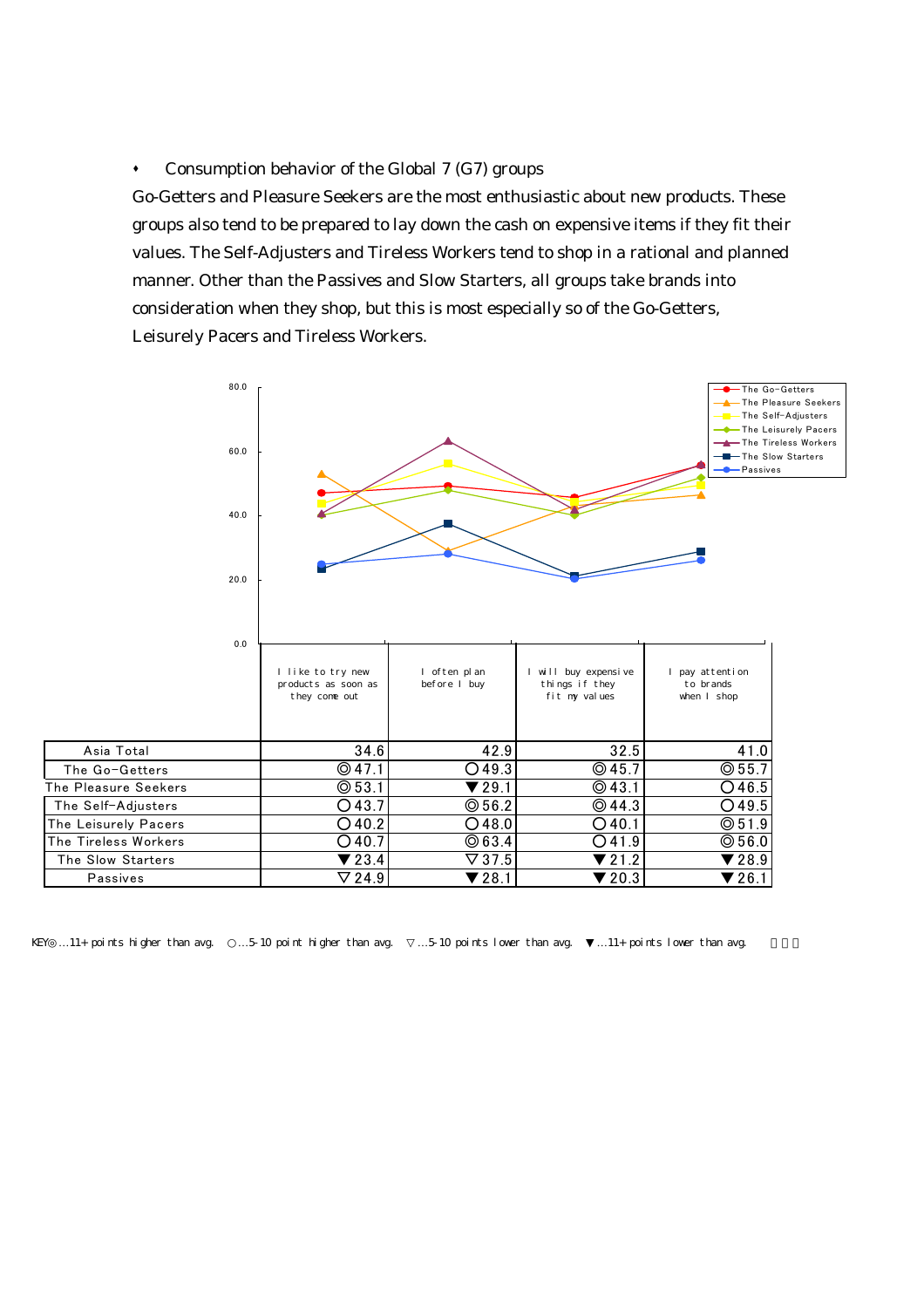- Consumption behavior of the Global 7 (G7) groups

Go-Getters and Pleasure Seekers are the most enthusiastic about new products. These groups also tend to be prepared to lay down the cash on expensive items if they fit their values. The Self-Adjusters and Tireless Workers tend to shop in a rational and planned manner. Other than the Passives and Slow Starters, all groups take brands into consideration when they shop, but this is most especially so of the Go-Getters, Leisurely Pacers and Tireless Workers.

80.0
60.0
40.0
20.0
0.0

The Go-Getters
The Pleasure Seekers
The Self-Adjusters
The Leisurely Pacers
The Tireless Workers
The Slow Starters
Passives

| | I like to try new products as soon as they come out | I often plan before I buy | I will buy expensive things if they fit my values | I pay attention to brands when I shop |
|---|---|---|---|---|
| Asia Total | 34.6 | 42.9 | 32.5 | 41.0 |
| The Go-Getters | ◎47.1 | ○49.3 | ◎45.7 | ◎55.7 |
| The Pleasure Seekers | ◎53.1 | ▼29.1 | ◎43.1 | ○46.5 |
| The Self-Adjusters | ○43.7 | ◎56.2 | ◎44.3 | ○49.5 |
| The Leisurely Pacers | ○40.2 | ○48.0 | ○40.1 | ◎51.9 |
| The Tireless Workers | ○40.7 | ◎63.4 | ○41.9 | ◎56.0 |
| The Slow Starters | ▼23.4 | ▽37.5 | ▼21.2 | ▼28.9 |
| Passives | ▽24.9 | ▼28.1 | ▼20.3 | ▼26.1 |

KEY◎…11+ points higher than avg. ○…5-10 point higher than avg. ▽…5-10 points lower than avg. ▼…11+ points lower than avg.